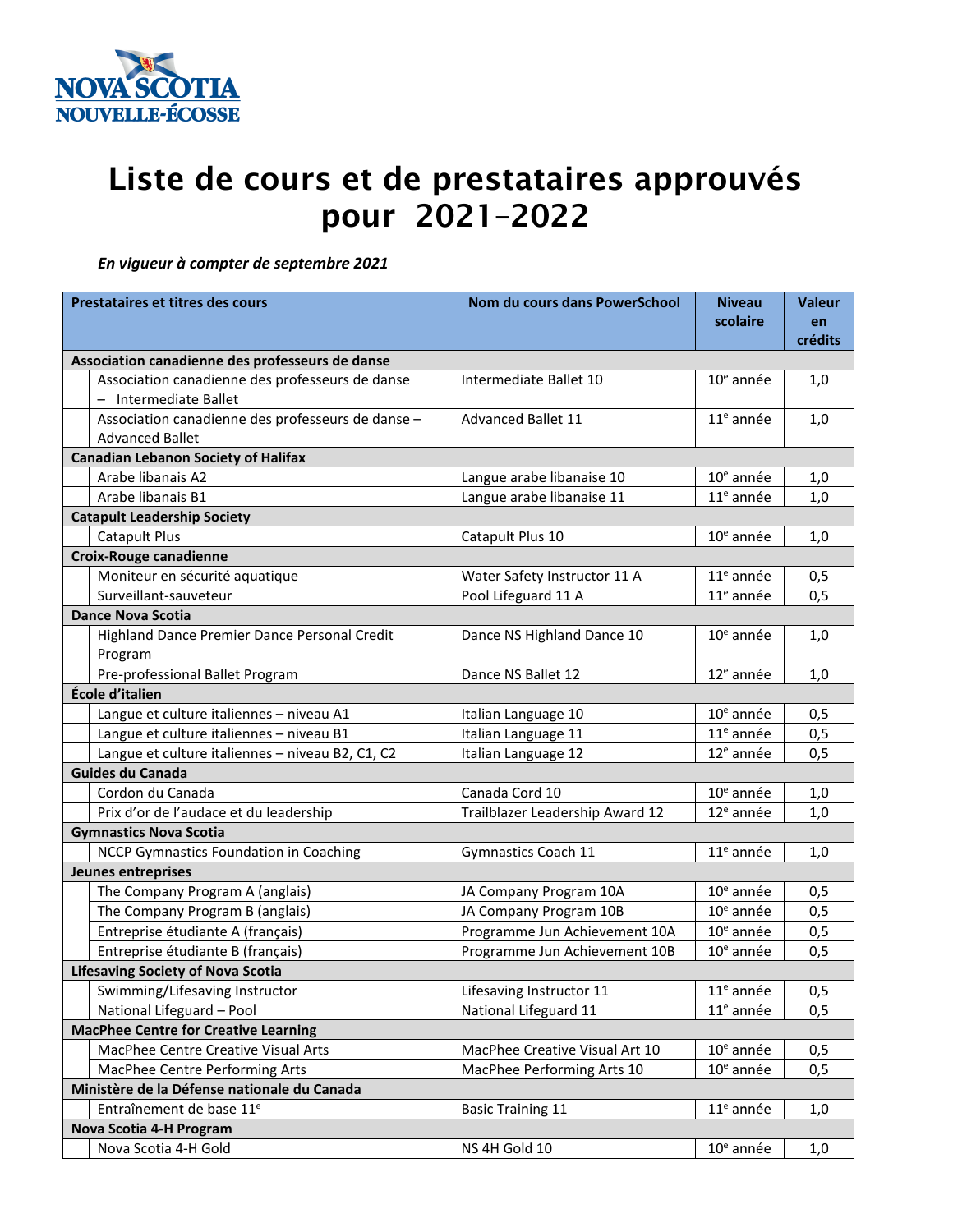# Liste de cours et de prestataires approuvés pour 2021–2022

***En vigueur à compter de septembre 2021***

| Prestataires et titres des cours | Nom du cours dans PowerSchool | Niveau scolaire | Valeur en crédits |
|---|---|---|---|
| **Association canadienne des professeurs de danse** | | | |
| Association canadienne des professeurs de danse – Intermediate Ballet | Intermediate Ballet 10 | 10e année | 1,0 |
| Association canadienne des professeurs de danse – Advanced Ballet | Advanced Ballet 11 | 11e année | 1,0 |
| **Canadian Lebanon Society of Halifax** | | | |
| Arabe libanais A2 | Langue arabe libanaise 10 | 10e année | 1,0 |
| Arabe libanais B1 | Langue arabe libanaise 11 | 11e année | 1,0 |
| **Catapult Leadership Society** | | | |
| Catapult Plus | Catapult Plus 10 | 10e année | 1,0 |
| **Croix-Rouge canadienne** | | | |
| Moniteur en sécurité aquatique | Water Safety Instructor 11 A | 11e année | 0,5 |
| Surveillant-sauveteur | Pool Lifeguard 11 A | 11e année | 0,5 |
| **Dance Nova Scotia** | | | |
| Highland Dance Premier Dance Personal Credit Program | Dance NS Highland Dance 10 | 10e année | 1,0 |
| Pre-professional Ballet Program | Dance NS Ballet 12 | 12e année | 1,0 |
| **École d'italien** | | | |
| Langue et culture italiennes – niveau A1 | Italian Language 10 | 10e année | 0,5 |
| Langue et culture italiennes – niveau B1 | Italian Language 11 | 11e année | 0,5 |
| Langue et culture italiennes – niveau B2, C1, C2 | Italian Language 12 | 12e année | 0,5 |
| **Guides du Canada** | | | |
| Cordon du Canada | Canada Cord 10 | 10e année | 1,0 |
| Prix d'or de l'audace et du leadership | Trailblazer Leadership Award 12 | 12e année | 1,0 |
| **Gymnastics Nova Scotia** | | | |
| NCCP Gymnastics Foundation in Coaching | Gymnastics Coach 11 | 11e année | 1,0 |
| **Jeunes entreprises** | | | |
| The Company Program A (anglais) | JA Company Program 10A | 10e année | 0,5 |
| The Company Program B (anglais) | JA Company Program 10B | 10e année | 0,5 |
| Entreprise étudiante A (français) | Programme Jun Achievement 10A | 10e année | 0,5 |
| Entreprise étudiante B (français) | Programme Jun Achievement 10B | 10e année | 0,5 |
| **Lifesaving Society of Nova Scotia** | | | |
| Swimming/Lifesaving Instructor | Lifesaving Instructor 11 | 11e année | 0,5 |
| National Lifeguard – Pool | National Lifeguard 11 | 11e année | 0,5 |
| **MacPhee Centre for Creative Learning** | | | |
| MacPhee Centre Creative Visual Arts | MacPhee Creative Visual Art 10 | 10e année | 0,5 |
| MacPhee Centre Performing Arts | MacPhee Performing Arts 10 | 10e année | 0,5 |
| **Ministère de la Défense nationale du Canada** | | | |
| Entraînement de base 11e | Basic Training 11 | 11e année | 1,0 |
| **Nova Scotia 4-H Program** | | | |
| Nova Scotia 4-H Gold | NS 4H Gold 10 | 10e année | 1,0 |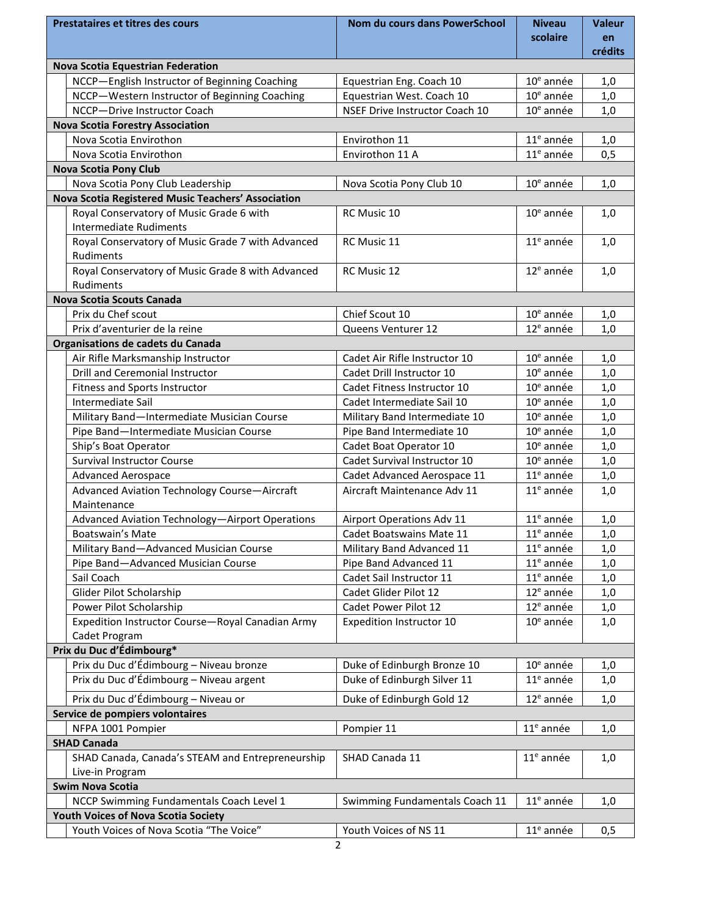| Prestataires et titres des cours | Nom du cours dans PowerSchool | Niveau scolaire | Valeur en crédits |
|---|---|---|---|
| **Nova Scotia Equestrian Federation** | | | |
| NCCP—English Instructor of Beginning Coaching | Equestrian Eng. Coach 10 | 10e année | 1,0 |
| NCCP—Western Instructor of Beginning Coaching | Equestrian West. Coach 10 | 10e année | 1,0 |
| NCCP—Drive Instructor Coach | NSEF Drive Instructor Coach 10 | 10e année | 1,0 |
| **Nova Scotia Forestry Association** | | | |
| Nova Scotia Envirothon | Envirothon 11 | 11e année | 1,0 |
| Nova Scotia Envirothon | Envirothon 11 A | 11e année | 0,5 |
| **Nova Scotia Pony Club** | | | |
| Nova Scotia Pony Club Leadership | Nova Scotia Pony Club 10 | 10e année | 1,0 |
| **Nova Scotia Registered Music Teachers' Association** | | | |
| Royal Conservatory of Music Grade 6 with Intermediate Rudiments | RC Music 10 | 10e année | 1,0 |
| Royal Conservatory of Music Grade 7 with Advanced Rudiments | RC Music 11 | 11e année | 1,0 |
| Royal Conservatory of Music Grade 8 with Advanced Rudiments | RC Music 12 | 12e année | 1,0 |
| **Nova Scotia Scouts Canada** | | | |
| Prix du Chef scout | Chief Scout 10 | 10e année | 1,0 |
| Prix d'aventurier de la reine | Queens Venturer 12 | 12e année | 1,0 |
| **Organisations de cadets du Canada** | | | |
| Air Rifle Marksmanship Instructor | Cadet Air Rifle Instructor 10 | 10e année | 1,0 |
| Drill and Ceremonial Instructor | Cadet Drill Instructor 10 | 10e année | 1,0 |
| Fitness and Sports Instructor | Cadet Fitness Instructor 10 | 10e année | 1,0 |
| Intermediate Sail | Cadet Intermediate Sail 10 | 10e année | 1,0 |
| Military Band—Intermediate Musician Course | Military Band Intermediate 10 | 10e année | 1,0 |
| Pipe Band—Intermediate Musician Course | Pipe Band Intermediate 10 | 10e année | 1,0 |
| Ship's Boat Operator | Cadet Boat Operator 10 | 10e année | 1,0 |
| Survival Instructor Course | Cadet Survival Instructor 10 | 10e année | 1,0 |
| Advanced Aerospace | Cadet Advanced Aerospace 11 | 11e année | 1,0 |
| Advanced Aviation Technology Course—Aircraft Maintenance | Aircraft Maintenance Adv 11 | 11e année | 1,0 |
| Advanced Aviation Technology—Airport Operations | Airport Operations Adv 11 | 11e année | 1,0 |
| Boatswain's Mate | Cadet Boatswains Mate 11 | 11e année | 1,0 |
| Military Band—Advanced Musician Course | Military Band Advanced 11 | 11e année | 1,0 |
| Pipe Band—Advanced Musician Course | Pipe Band Advanced 11 | 11e année | 1,0 |
| Sail Coach | Cadet Sail Instructor 11 | 11e année | 1,0 |
| Glider Pilot Scholarship | Cadet Glider Pilot 12 | 12e année | 1,0 |
| Power Pilot Scholarship | Cadet Power Pilot 12 | 12e année | 1,0 |
| Expedition Instructor Course—Royal Canadian Army Cadet Program | Expedition Instructor 10 | 10e année | 1,0 |
| **Prix du Duc d'Édimbourg*** | | | |
| Prix du Duc d'Édimbourg – Niveau bronze | Duke of Edinburgh Bronze 10 | 10e année | 1,0 |
| Prix du Duc d'Édimbourg – Niveau argent | Duke of Edinburgh Silver 11 | 11e année | 1,0 |
| Prix du Duc d'Édimbourg – Niveau or | Duke of Edinburgh Gold 12 | 12e année | 1,0 |
| **Service de pompiers volontaires** | | | |
| NFPA 1001 Pompier | Pompier 11 | 11e année | 1,0 |
| **SHAD Canada** | | | |
| SHAD Canada, Canada's STEAM and Entrepreneurship Live-in Program | SHAD Canada 11 | 11e année | 1,0 |
| **Swim Nova Scotia** | | | |
| NCCP Swimming Fundamentals Coach Level 1 | Swimming Fundamentals Coach 11 | 11e année | 1,0 |
| **Youth Voices of Nova Scotia Society** | | | |
| Youth Voices of Nova Scotia "The Voice" | Youth Voices of NS 11 | 11e année | 0,5 |